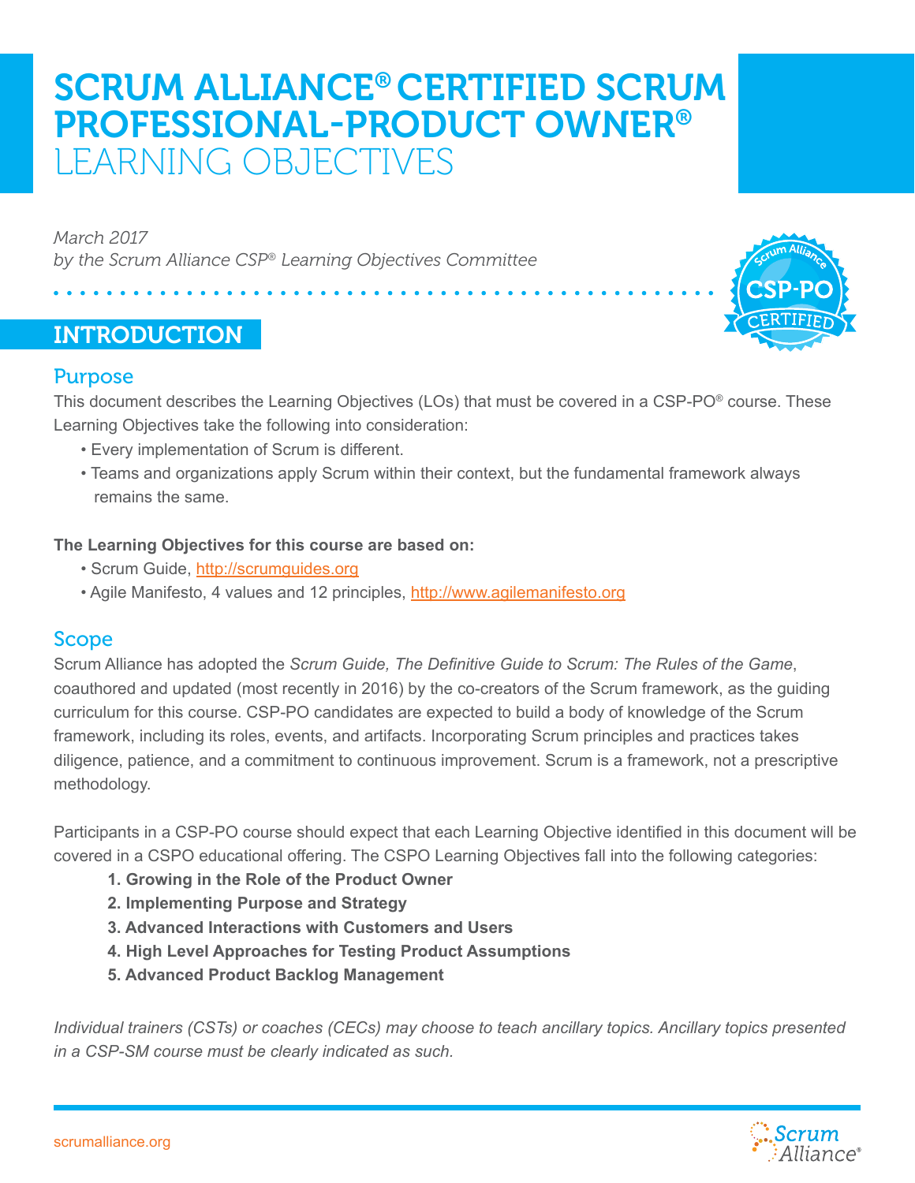# SCRUM ALLIANCE® CERTIFIED SCRUM PROFESSIONAL-PRODUCT OWNER® LEARNING OBJECTIVES

*March 2017*
*by the Scrum Alliance CSP® Learning Objectives Committee*

## INTRODUCTION

### Purpose

This document describes the Learning Objectives (LOs) that must be covered in a CSP-PO® course. These Learning Objectives take the following into consideration:

- Every implementation of Scrum is different.
- Teams and organizations apply Scrum within their context, but the fundamental framework always remains the same.

**The Learning Objectives for this course are based on:**

- Scrum Guide, http://scrumguides.org
- Agile Manifesto, 4 values and 12 principles, http://www.agilemanifesto.org

### Scope

Scrum Alliance has adopted the *Scrum Guide, The Definitive Guide to Scrum: The Rules of the Game*, coauthored and updated (most recently in 2016) by the co-creators of the Scrum framework, as the guiding curriculum for this course. CSP-PO candidates are expected to build a body of knowledge of the Scrum framework, including its roles, events, and artifacts. Incorporating Scrum principles and practices takes diligence, patience, and a commitment to continuous improvement. Scrum is a framework, not a prescriptive methodology.

Participants in a CSP-PO course should expect that each Learning Objective identified in this document will be covered in a CSPO educational offering. The CSPO Learning Objectives fall into the following categories:

1. **Growing in the Role of the Product Owner**
2. **Implementing Purpose and Strategy**
3. **Advanced Interactions with Customers and Users**
4. **High Level Approaches for Testing Product Assumptions**
5. **Advanced Product Backlog Management**

*Individual trainers (CSTs) or coaches (CECs) may choose to teach ancillary topics. Ancillary topics presented in a CSP-SM course must be clearly indicated as such.*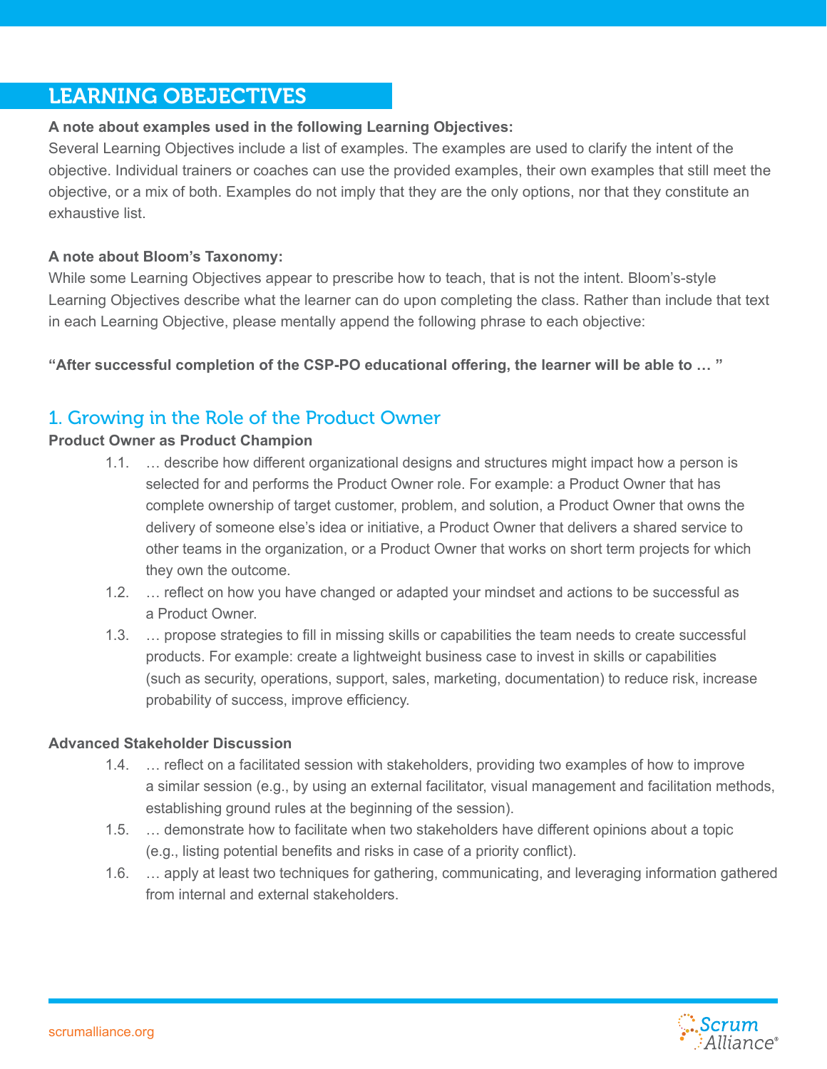## LEARNING OBEJECTIVES

**A note about examples used in the following Learning Objectives:**
Several Learning Objectives include a list of examples. The examples are used to clarify the intent of the objective. Individual trainers or coaches can use the provided examples, their own examples that still meet the objective, or a mix of both. Examples do not imply that they are the only options, nor that they constitute an exhaustive list.

**A note about Bloom's Taxonomy:**
While some Learning Objectives appear to prescribe how to teach, that is not the intent. Bloom's-style Learning Objectives describe what the learner can do upon completing the class. Rather than include that text in each Learning Objective, please mentally append the following phrase to each objective:

**"After successful completion of the CSP-PO educational offering, the learner will be able to … "**

### 1. Growing in the Role of the Product Owner

**Product Owner as Product Champion**

1.1. … describe how different organizational designs and structures might impact how a person is selected for and performs the Product Owner role. For example: a Product Owner that has complete ownership of target customer, problem, and solution, a Product Owner that owns the delivery of someone else's idea or initiative, a Product Owner that delivers a shared service to other teams in the organization, or a Product Owner that works on short term projects for which they own the outcome.

1.2. … reflect on how you have changed or adapted your mindset and actions to be successful as a Product Owner.

1.3. … propose strategies to fill in missing skills or capabilities the team needs to create successful products. For example: create a lightweight business case to invest in skills or capabilities (such as security, operations, support, sales, marketing, documentation) to reduce risk, increase probability of success, improve efficiency.

**Advanced Stakeholder Discussion**

1.4. … reflect on a facilitated session with stakeholders, providing two examples of how to improve a similar session (e.g., by using an external facilitator, visual management and facilitation methods, establishing ground rules at the beginning of the session).

1.5. … demonstrate how to facilitate when two stakeholders have different opinions about a topic (e.g., listing potential benefits and risks in case of a priority conflict).

1.6. … apply at least two techniques for gathering, communicating, and leveraging information gathered from internal and external stakeholders.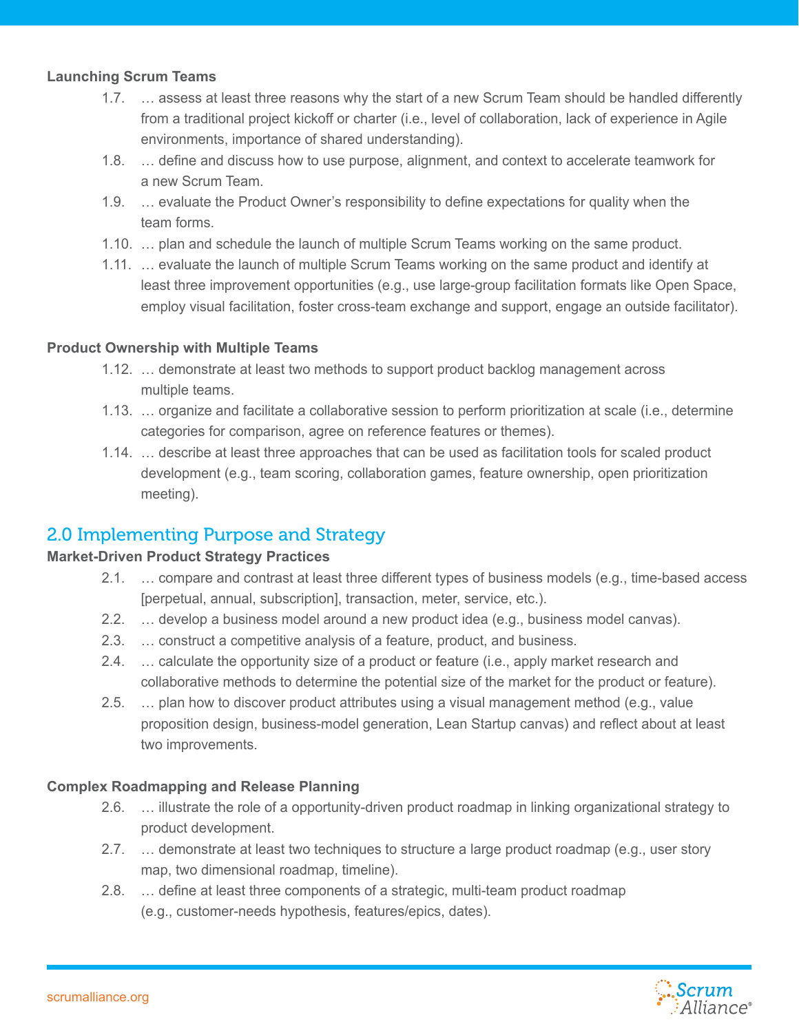**Launching Scrum Teams**

1.7. … assess at least three reasons why the start of a new Scrum Team should be handled differently from a traditional project kickoff or charter (i.e., level of collaboration, lack of experience in Agile environments, importance of shared understanding).

1.8. … define and discuss how to use purpose, alignment, and context to accelerate teamwork for a new Scrum Team.

1.9. … evaluate the Product Owner's responsibility to define expectations for quality when the team forms.

1.10. … plan and schedule the launch of multiple Scrum Teams working on the same product.

1.11. … evaluate the launch of multiple Scrum Teams working on the same product and identify at least three improvement opportunities (e.g., use large-group facilitation formats like Open Space, employ visual facilitation, foster cross-team exchange and support, engage an outside facilitator).

**Product Ownership with Multiple Teams**

1.12. … demonstrate at least two methods to support product backlog management across multiple teams.

1.13. … organize and facilitate a collaborative session to perform prioritization at scale (i.e., determine categories for comparison, agree on reference features or themes).

1.14. … describe at least three approaches that can be used as facilitation tools for scaled product development (e.g., team scoring, collaboration games, feature ownership, open prioritization meeting).

## 2.0 Implementing Purpose and Strategy

**Market-Driven Product Strategy Practices**

2.1. … compare and contrast at least three different types of business models (e.g., time-based access [perpetual, annual, subscription], transaction, meter, service, etc.).

2.2. … develop a business model around a new product idea (e.g., business model canvas).

2.3. … construct a competitive analysis of a feature, product, and business.

2.4. … calculate the opportunity size of a product or feature (i.e., apply market research and collaborative methods to determine the potential size of the market for the product or feature).

2.5. … plan how to discover product attributes using a visual management method (e.g., value proposition design, business-model generation, Lean Startup canvas) and reflect about at least two improvements.

**Complex Roadmapping and Release Planning**

2.6. … illustrate the role of a opportunity-driven product roadmap in linking organizational strategy to product development.

2.7. … demonstrate at least two techniques to structure a large product roadmap (e.g., user story map, two dimensional roadmap, timeline).

2.8. … define at least three components of a strategic, multi-team product roadmap (e.g., customer-needs hypothesis, features/epics, dates).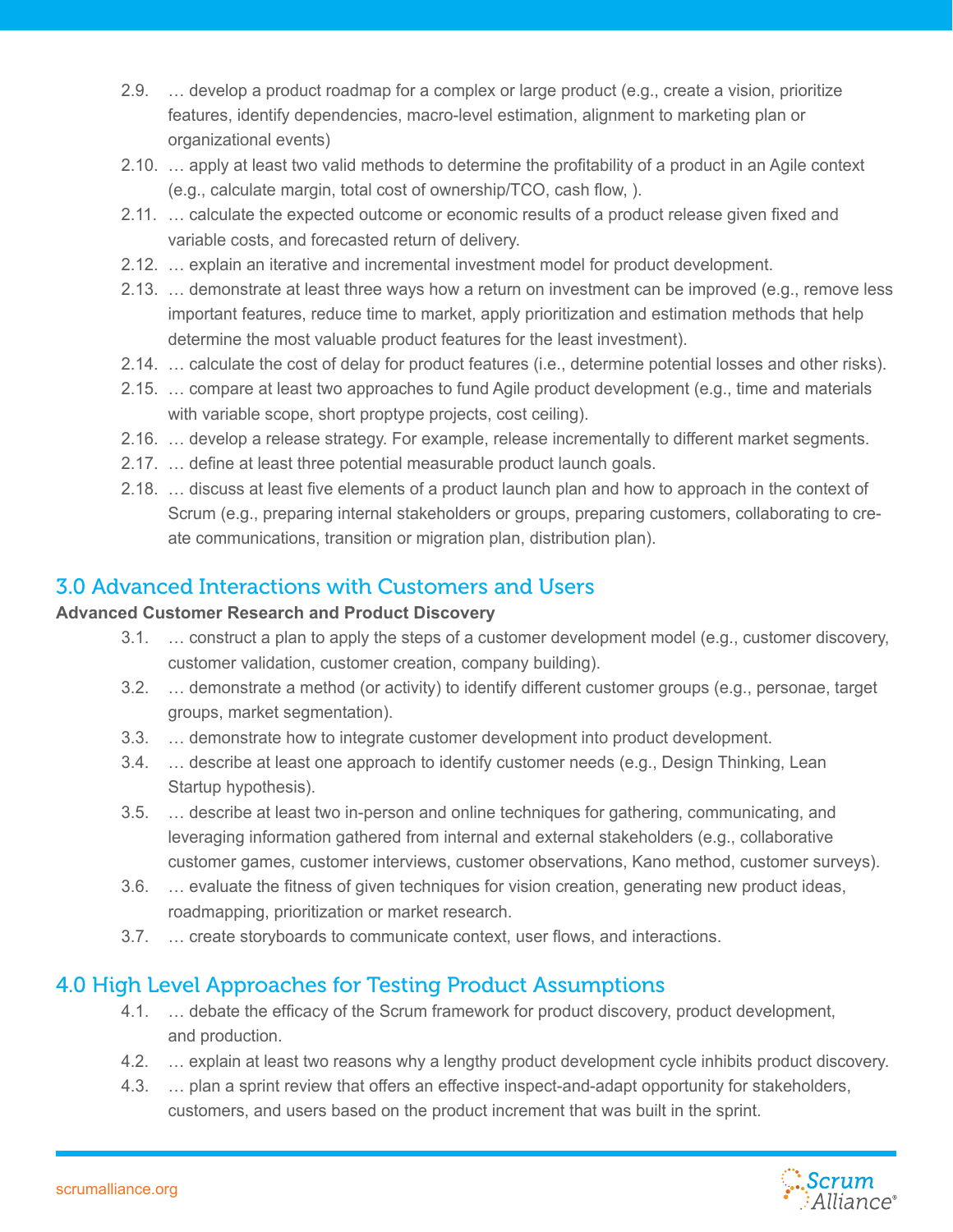2.9. … develop a product roadmap for a complex or large product (e.g., create a vision, prioritize features, identify dependencies, macro-level estimation, alignment to marketing plan or organizational events)

2.10. … apply at least two valid methods to determine the profitability of a product in an Agile context (e.g., calculate margin, total cost of ownership/TCO, cash flow, ).

2.11. … calculate the expected outcome or economic results of a product release given fixed and variable costs, and forecasted return of delivery.

2.12. … explain an iterative and incremental investment model for product development.

2.13. … demonstrate at least three ways how a return on investment can be improved (e.g., remove less important features, reduce time to market, apply prioritization and estimation methods that help determine the most valuable product features for the least investment).

2.14. … calculate the cost of delay for product features (i.e., determine potential losses and other risks).

2.15. … compare at least two approaches to fund Agile product development (e.g., time and materials with variable scope, short proptype projects, cost ceiling).

2.16. … develop a release strategy. For example, release incrementally to different market segments.

2.17. … define at least three potential measurable product launch goals.

2.18. … discuss at least five elements of a product launch plan and how to approach in the context of Scrum (e.g., preparing internal stakeholders or groups, preparing customers, collaborating to create communications, transition or migration plan, distribution plan).

## 3.0 Advanced Interactions with Customers and Users

**Advanced Customer Research and Product Discovery**

3.1. … construct a plan to apply the steps of a customer development model (e.g., customer discovery, customer validation, customer creation, company building).

3.2. … demonstrate a method (or activity) to identify different customer groups (e.g., personae, target groups, market segmentation).

3.3. … demonstrate how to integrate customer development into product development.

3.4. … describe at least one approach to identify customer needs (e.g., Design Thinking, Lean Startup hypothesis).

3.5. … describe at least two in-person and online techniques for gathering, communicating, and leveraging information gathered from internal and external stakeholders (e.g., collaborative customer games, customer interviews, customer observations, Kano method, customer surveys).

3.6. … evaluate the fitness of given techniques for vision creation, generating new product ideas, roadmapping, prioritization or market research.

3.7. … create storyboards to communicate context, user flows, and interactions.

## 4.0 High Level Approaches for Testing Product Assumptions

4.1. … debate the efficacy of the Scrum framework for product discovery, product development, and production.

4.2. … explain at least two reasons why a lengthy product development cycle inhibits product discovery.

4.3. … plan a sprint review that offers an effective inspect-and-adapt opportunity for stakeholders, customers, and users based on the product increment that was built in the sprint.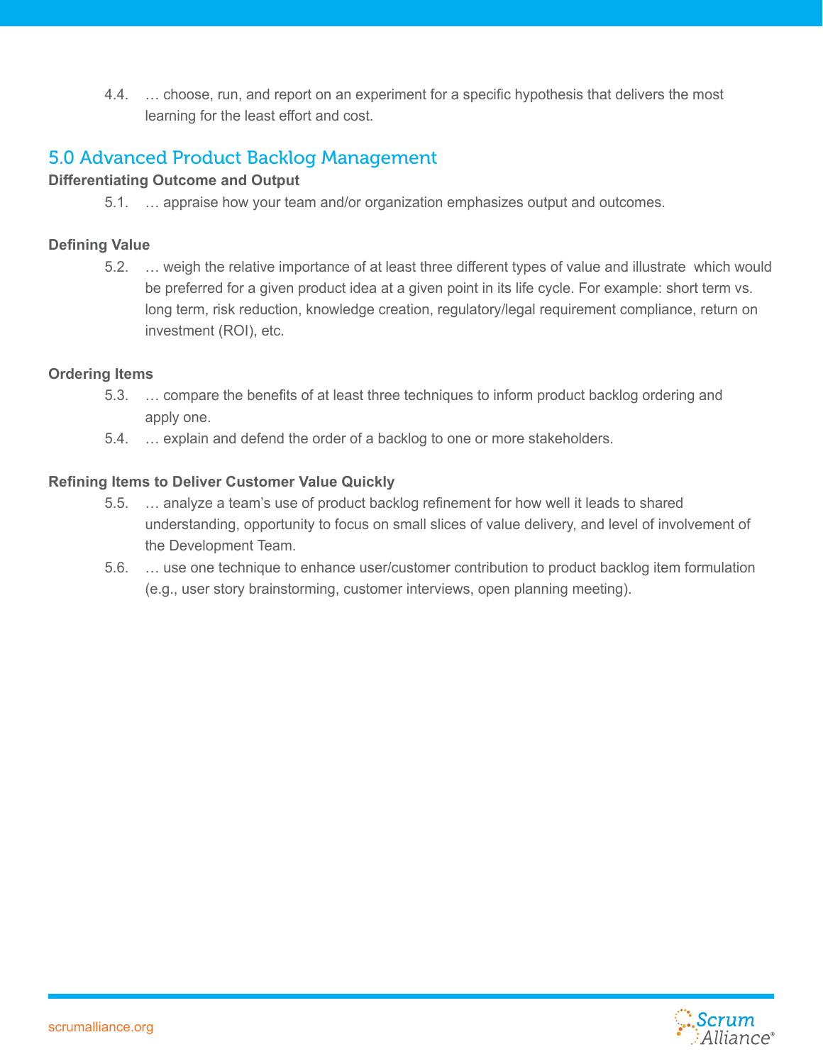4.4. … choose, run, and report on an experiment for a specific hypothesis that delivers the most learning for the least effort and cost.

## 5.0 Advanced Product Backlog Management

**Differentiating Outcome and Output**

5.1. … appraise how your team and/or organization emphasizes output and outcomes.

**Defining Value**

5.2. … weigh the relative importance of at least three different types of value and illustrate which would be preferred for a given product idea at a given point in its life cycle. For example: short term vs. long term, risk reduction, knowledge creation, regulatory/legal requirement compliance, return on investment (ROI), etc.

**Ordering Items**

5.3. … compare the benefits of at least three techniques to inform product backlog ordering and apply one.

5.4. … explain and defend the order of a backlog to one or more stakeholders.

**Refining Items to Deliver Customer Value Quickly**

5.5. … analyze a team's use of product backlog refinement for how well it leads to shared understanding, opportunity to focus on small slices of value delivery, and level of involvement of the Development Team.

5.6. … use one technique to enhance user/customer contribution to product backlog item formulation (e.g., user story brainstorming, customer interviews, open planning meeting).